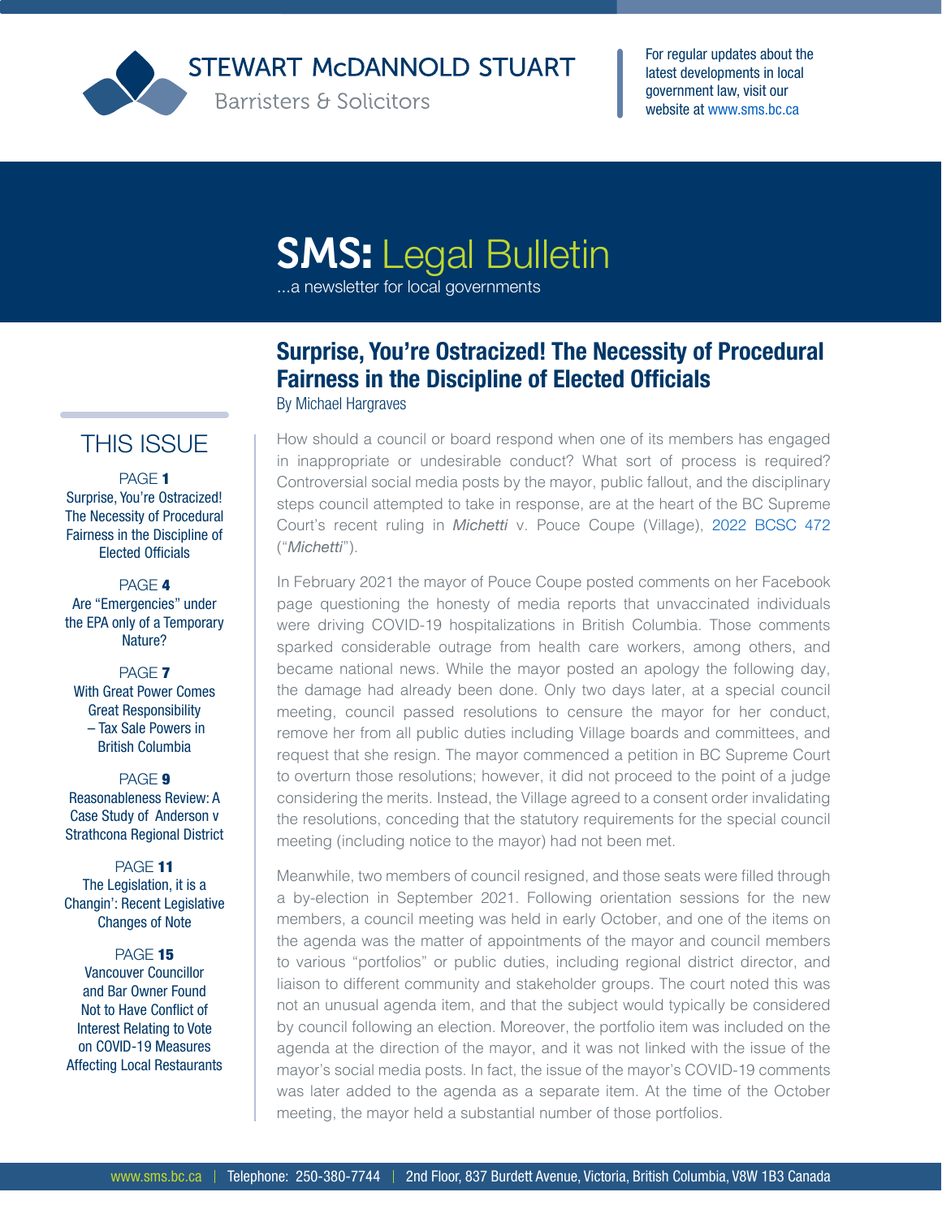STEWART McDANNOLD STUART

Barristers & Solicitors

For regular updates about the latest developments in local government law, visit our website at www.sms.bc.ca

# SMS: Legal Bulletin

...a newsletter for local governments

## THIS ISSUE

PAGE **1**
Surprise, You're Ostracized! The Necessity of Procedural Fairness in the Discipline of Elected Officials

PAGE **4**
Are "Emergencies" under the EPA only of a Temporary Nature?

PAGE **7**
With Great Power Comes Great Responsibility – Tax Sale Powers in British Columbia

PAGE **9**
Reasonableness Review: A Case Study of Anderson v Strathcona Regional District

PAGE **11**
The Legislation, it is a Changin': Recent Legislative Changes of Note

PAGE **15**
Vancouver Councillor and Bar Owner Found Not to Have Conflict of Interest Relating to Vote on COVID-19 Measures Affecting Local Restaurants

## Surprise, You're Ostracized! The Necessity of Procedural Fairness in the Discipline of Elected Officials

By Michael Hargraves

How should a council or board respond when one of its members has engaged in inappropriate or undesirable conduct? What sort of process is required? Controversial social media posts by the mayor, public fallout, and the disciplinary steps council attempted to take in response, are at the heart of the BC Supreme Court's recent ruling in *Michetti* v. Pouce Coupe (Village), 2022 BCSC 472 ("*Michetti*").

In February 2021 the mayor of Pouce Coupe posted comments on her Facebook page questioning the honesty of media reports that unvaccinated individuals were driving COVID-19 hospitalizations in British Columbia. Those comments sparked considerable outrage from health care workers, among others, and became national news. While the mayor posted an apology the following day, the damage had already been done. Only two days later, at a special council meeting, council passed resolutions to censure the mayor for her conduct, remove her from all public duties including Village boards and committees, and request that she resign. The mayor commenced a petition in BC Supreme Court to overturn those resolutions; however, it did not proceed to the point of a judge considering the merits. Instead, the Village agreed to a consent order invalidating the resolutions, conceding that the statutory requirements for the special council meeting (including notice to the mayor) had not been met.

Meanwhile, two members of council resigned, and those seats were filled through a by-election in September 2021. Following orientation sessions for the new members, a council meeting was held in early October, and one of the items on the agenda was the matter of appointments of the mayor and council members to various "portfolios" or public duties, including regional district director, and liaison to different community and stakeholder groups. The court noted this was not an unusual agenda item, and that the subject would typically be considered by council following an election. Moreover, the portfolio item was included on the agenda at the direction of the mayor, and it was not linked with the issue of the mayor's social media posts. In fact, the issue of the mayor's COVID-19 comments was later added to the agenda as a separate item. At the time of the October meeting, the mayor held a substantial number of those portfolios.

www.sms.bc.ca | Telephone: 250-380-7744 | 2nd Floor, 837 Burdett Avenue, Victoria, British Columbia, V8W 1B3 Canada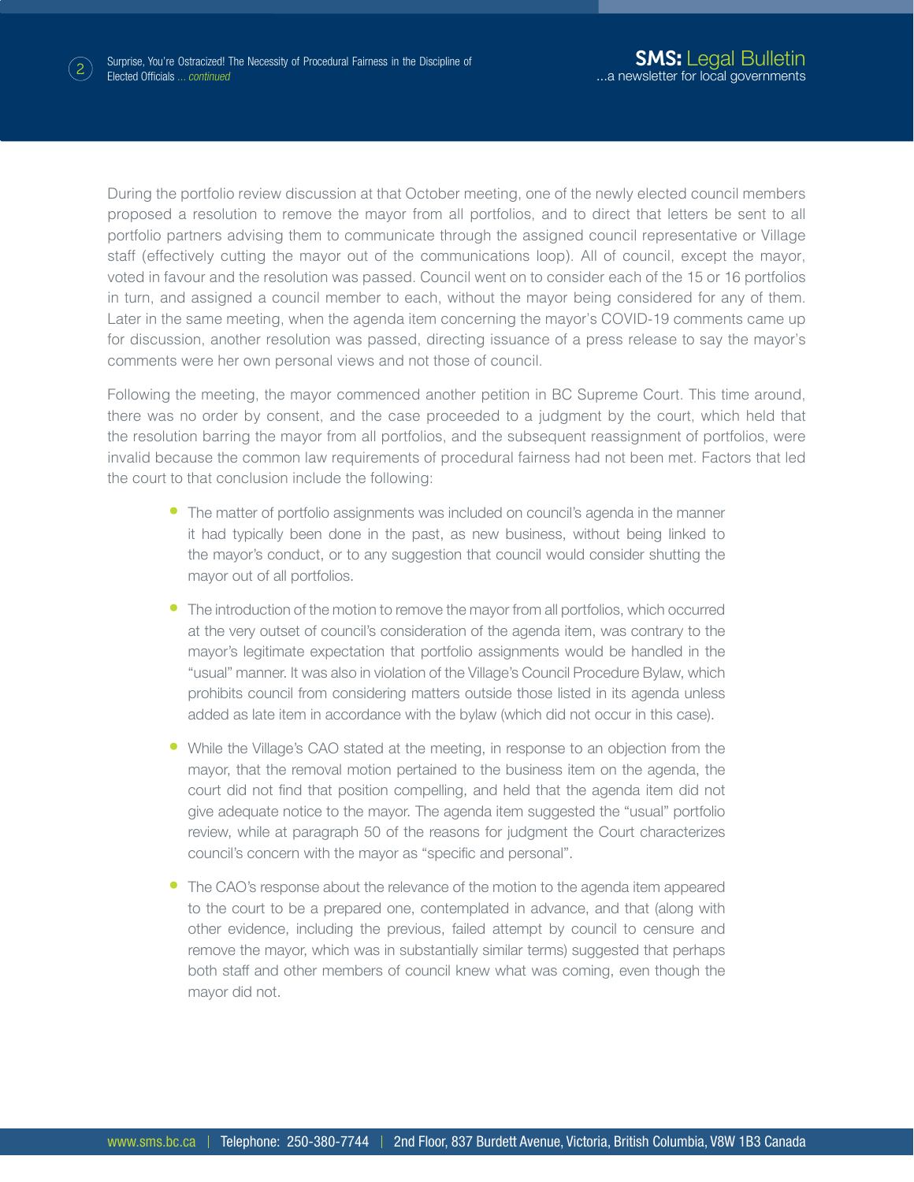During the portfolio review discussion at that October meeting, one of the newly elected council members proposed a resolution to remove the mayor from all portfolios, and to direct that letters be sent to all portfolio partners advising them to communicate through the assigned council representative or Village staff (effectively cutting the mayor out of the communications loop). All of council, except the mayor, voted in favour and the resolution was passed. Council went on to consider each of the 15 or 16 portfolios in turn, and assigned a council member to each, without the mayor being considered for any of them. Later in the same meeting, when the agenda item concerning the mayor's COVID-19 comments came up for discussion, another resolution was passed, directing issuance of a press release to say the mayor's comments were her own personal views and not those of council.

Following the meeting, the mayor commenced another petition in BC Supreme Court. This time around, there was no order by consent, and the case proceeded to a judgment by the court, which held that the resolution barring the mayor from all portfolios, and the subsequent reassignment of portfolios, were invalid because the common law requirements of procedural fairness had not been met. Factors that led the court to that conclusion include the following:

- The matter of portfolio assignments was included on council's agenda in the manner it had typically been done in the past, as new business, without being linked to the mayor's conduct, or to any suggestion that council would consider shutting the mayor out of all portfolios.
- The introduction of the motion to remove the mayor from all portfolios, which occurred at the very outset of council's consideration of the agenda item, was contrary to the mayor's legitimate expectation that portfolio assignments would be handled in the "usual" manner. It was also in violation of the Village's Council Procedure Bylaw, which prohibits council from considering matters outside those listed in its agenda unless added as late item in accordance with the bylaw (which did not occur in this case).
- While the Village's CAO stated at the meeting, in response to an objection from the mayor, that the removal motion pertained to the business item on the agenda, the court did not find that position compelling, and held that the agenda item did not give adequate notice to the mayor. The agenda item suggested the "usual" portfolio review, while at paragraph 50 of the reasons for judgment the Court characterizes council's concern with the mayor as "specific and personal".
- The CAO's response about the relevance of the motion to the agenda item appeared to the court to be a prepared one, contemplated in advance, and that (along with other evidence, including the previous, failed attempt by council to censure and remove the mayor, which was in substantially similar terms) suggested that perhaps both staff and other members of council knew what was coming, even though the mayor did not.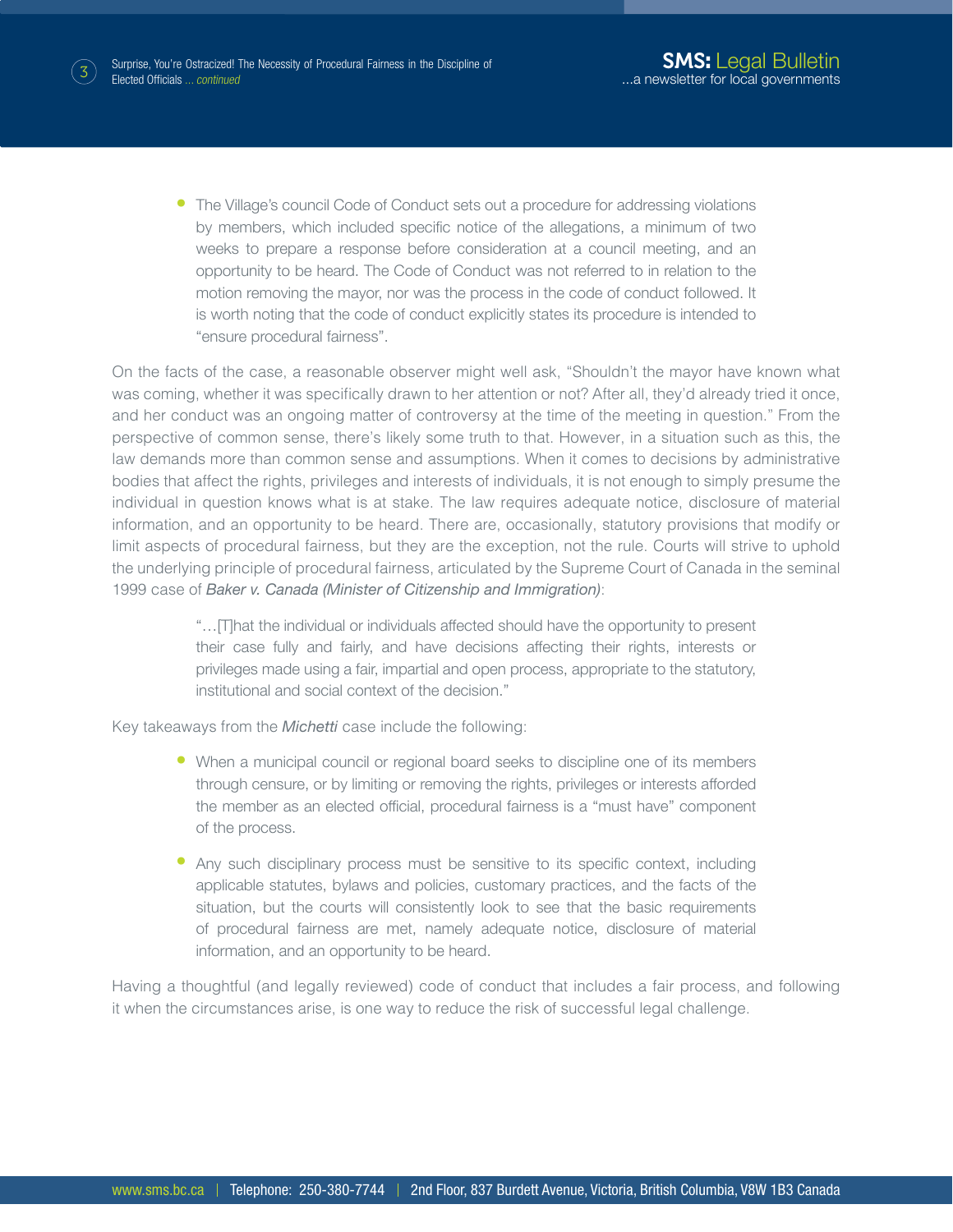- The Village's council Code of Conduct sets out a procedure for addressing violations by members, which included specific notice of the allegations, a minimum of two weeks to prepare a response before consideration at a council meeting, and an opportunity to be heard. The Code of Conduct was not referred to in relation to the motion removing the mayor, nor was the process in the code of conduct followed. It is worth noting that the code of conduct explicitly states its procedure is intended to "ensure procedural fairness".

On the facts of the case, a reasonable observer might well ask, "Shouldn't the mayor have known what was coming, whether it was specifically drawn to her attention or not? After all, they'd already tried it once, and her conduct was an ongoing matter of controversy at the time of the meeting in question." From the perspective of common sense, there's likely some truth to that. However, in a situation such as this, the law demands more than common sense and assumptions. When it comes to decisions by administrative bodies that affect the rights, privileges and interests of individuals, it is not enough to simply presume the individual in question knows what is at stake. The law requires adequate notice, disclosure of material information, and an opportunity to be heard. There are, occasionally, statutory provisions that modify or limit aspects of procedural fairness, but they are the exception, not the rule. Courts will strive to uphold the underlying principle of procedural fairness, articulated by the Supreme Court of Canada in the seminal 1999 case of *Baker v. Canada (Minister of Citizenship and Immigration)*:

> "…[T]hat the individual or individuals affected should have the opportunity to present their case fully and fairly, and have decisions affecting their rights, interests or privileges made using a fair, impartial and open process, appropriate to the statutory, institutional and social context of the decision."

Key takeaways from the *Michetti* case include the following:

- When a municipal council or regional board seeks to discipline one of its members through censure, or by limiting or removing the rights, privileges or interests afforded the member as an elected official, procedural fairness is a "must have" component of the process.
- Any such disciplinary process must be sensitive to its specific context, including applicable statutes, bylaws and policies, customary practices, and the facts of the situation, but the courts will consistently look to see that the basic requirements of procedural fairness are met, namely adequate notice, disclosure of material information, and an opportunity to be heard.

Having a thoughtful (and legally reviewed) code of conduct that includes a fair process, and following it when the circumstances arise, is one way to reduce the risk of successful legal challenge.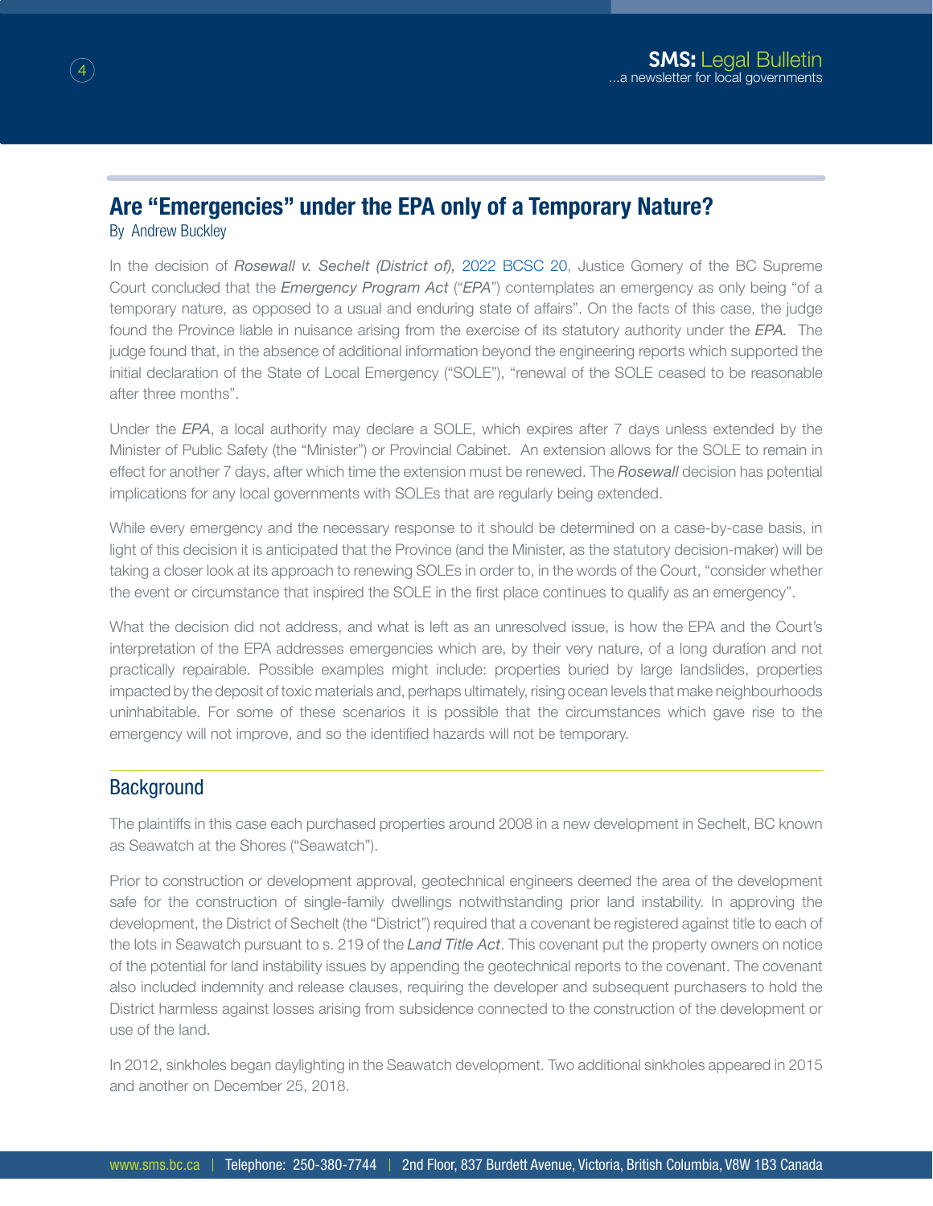## Are "Emergencies" under the EPA only of a Temporary Nature?

By Andrew Buckley

In the decision of *Rosewall v. Sechelt (District of),* 2022 BCSC 20, Justice Gomery of the BC Supreme Court concluded that the *Emergency Program Act* ("*EPA*") contemplates an emergency as only being "of a temporary nature, as opposed to a usual and enduring state of affairs". On the facts of this case, the judge found the Province liable in nuisance arising from the exercise of its statutory authority under the *EPA.* The judge found that, in the absence of additional information beyond the engineering reports which supported the initial declaration of the State of Local Emergency ("SOLE"), "renewal of the SOLE ceased to be reasonable after three months".

Under the *EPA*, a local authority may declare a SOLE, which expires after 7 days unless extended by the Minister of Public Safety (the "Minister") or Provincial Cabinet. An extension allows for the SOLE to remain in effect for another 7 days, after which time the extension must be renewed. The ***Rosewall*** decision has potential implications for any local governments with SOLEs that are regularly being extended.

While every emergency and the necessary response to it should be determined on a case-by-case basis, in light of this decision it is anticipated that the Province (and the Minister, as the statutory decision-maker) will be taking a closer look at its approach to renewing SOLEs in order to, in the words of the Court, "consider whether the event or circumstance that inspired the SOLE in the first place continues to qualify as an emergency".

What the decision did not address, and what is left as an unresolved issue, is how the EPA and the Court's interpretation of the EPA addresses emergencies which are, by their very nature, of a long duration and not practically repairable. Possible examples might include: properties buried by large landslides, properties impacted by the deposit of toxic materials and, perhaps ultimately, rising ocean levels that make neighbourhoods uninhabitable. For some of these scenarios it is possible that the circumstances which gave rise to the emergency will not improve, and so the identified hazards will not be temporary.

### Background

The plaintiffs in this case each purchased properties around 2008 in a new development in Sechelt, BC known as Seawatch at the Shores ("Seawatch").

Prior to construction or development approval, geotechnical engineers deemed the area of the development safe for the construction of single-family dwellings notwithstanding prior land instability. In approving the development, the District of Sechelt (the "District") required that a covenant be registered against title to each of the lots in Seawatch pursuant to s. 219 of the *Land Title Act*. This covenant put the property owners on notice of the potential for land instability issues by appending the geotechnical reports to the covenant. The covenant also included indemnity and release clauses, requiring the developer and subsequent purchasers to hold the District harmless against losses arising from subsidence connected to the construction of the development or use of the land.

In 2012, sinkholes began daylighting in the Seawatch development. Two additional sinkholes appeared in 2015 and another on December 25, 2018.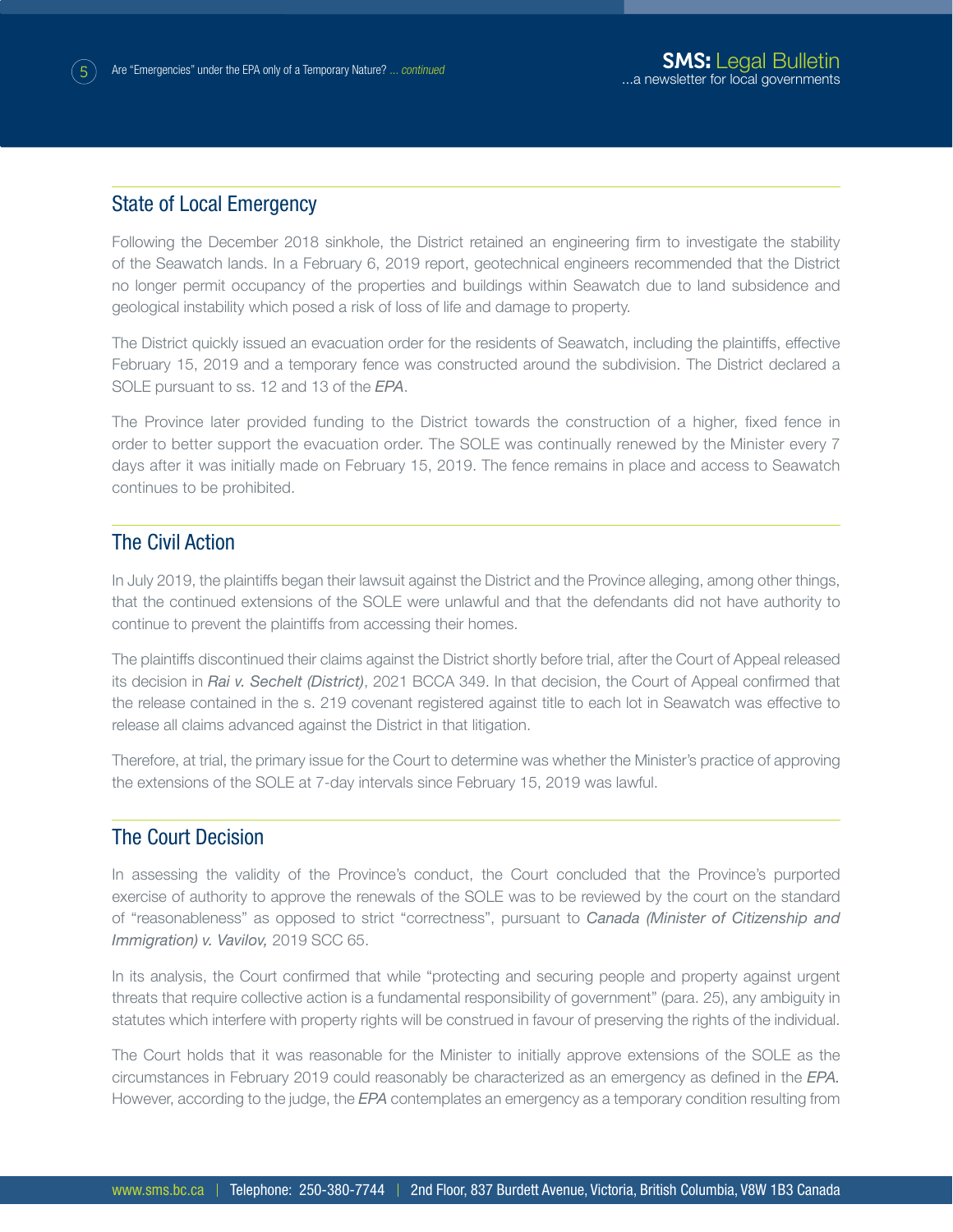## State of Local Emergency

Following the December 2018 sinkhole, the District retained an engineering firm to investigate the stability of the Seawatch lands. In a February 6, 2019 report, geotechnical engineers recommended that the District no longer permit occupancy of the properties and buildings within Seawatch due to land subsidence and geological instability which posed a risk of loss of life and damage to property.

The District quickly issued an evacuation order for the residents of Seawatch, including the plaintiffs, effective February 15, 2019 and a temporary fence was constructed around the subdivision. The District declared a SOLE pursuant to ss. 12 and 13 of the *EPA*.

The Province later provided funding to the District towards the construction of a higher, fixed fence in order to better support the evacuation order. The SOLE was continually renewed by the Minister every 7 days after it was initially made on February 15, 2019. The fence remains in place and access to Seawatch continues to be prohibited.

## The Civil Action

In July 2019, the plaintiffs began their lawsuit against the District and the Province alleging, among other things, that the continued extensions of the SOLE were unlawful and that the defendants did not have authority to continue to prevent the plaintiffs from accessing their homes.

The plaintiffs discontinued their claims against the District shortly before trial, after the Court of Appeal released its decision in *Rai v. Sechelt (District)*, 2021 BCCA 349. In that decision, the Court of Appeal confirmed that the release contained in the s. 219 covenant registered against title to each lot in Seawatch was effective to release all claims advanced against the District in that litigation.

Therefore, at trial, the primary issue for the Court to determine was whether the Minister's practice of approving the extensions of the SOLE at 7-day intervals since February 15, 2019 was lawful.

## The Court Decision

In assessing the validity of the Province's conduct, the Court concluded that the Province's purported exercise of authority to approve the renewals of the SOLE was to be reviewed by the court on the standard of "reasonableness" as opposed to strict "correctness", pursuant to *Canada (Minister of Citizenship and Immigration) v. Vavilov,* 2019 SCC 65.

In its analysis, the Court confirmed that while "protecting and securing people and property against urgent threats that require collective action is a fundamental responsibility of government" (para. 25), any ambiguity in statutes which interfere with property rights will be construed in favour of preserving the rights of the individual.

The Court holds that it was reasonable for the Minister to initially approve extensions of the SOLE as the circumstances in February 2019 could reasonably be characterized as an emergency as defined in the *EPA.* However, according to the judge, the *EPA* contemplates an emergency as a temporary condition resulting from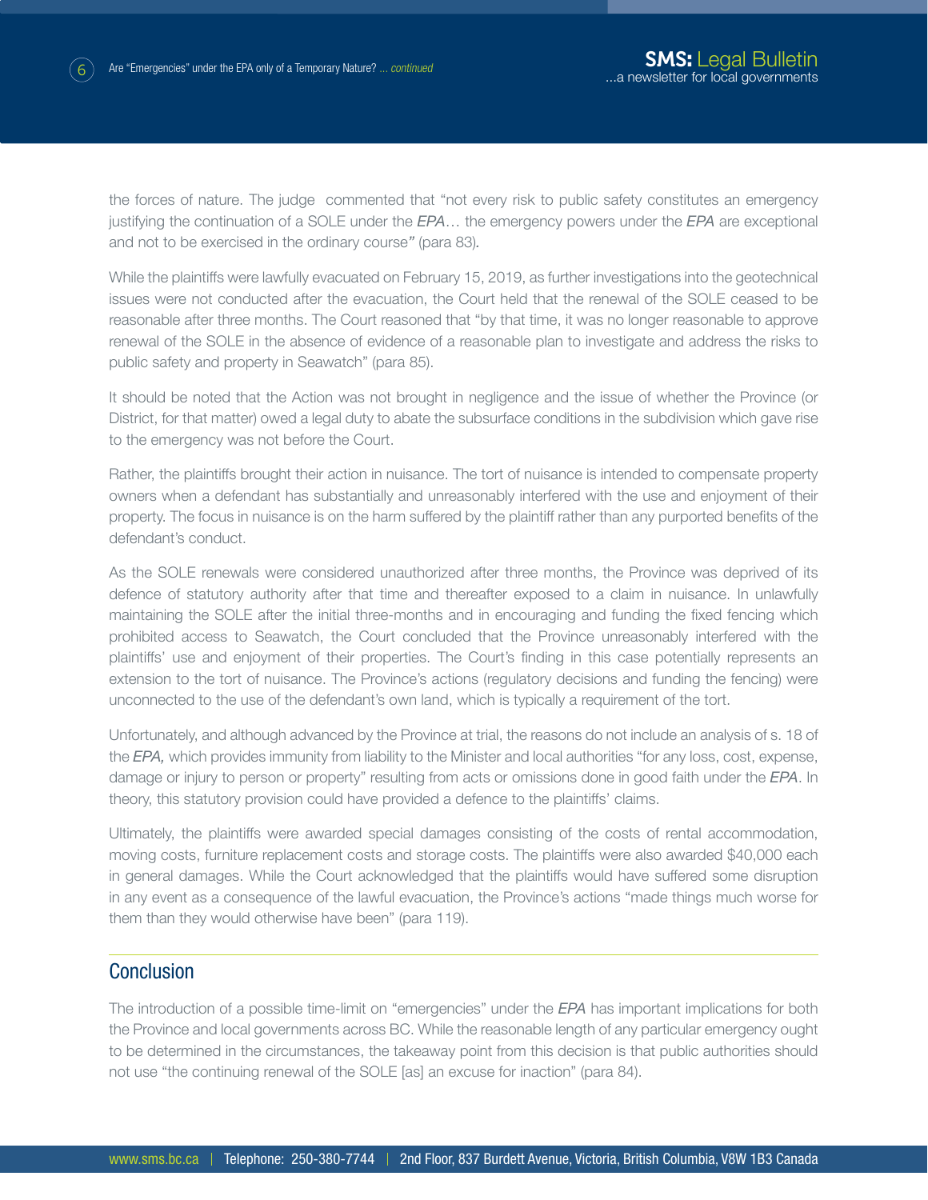the forces of nature. The judge commented that "not every risk to public safety constitutes an emergency justifying the continuation of a SOLE under the *EPA*… the emergency powers under the *EPA* are exceptional and not to be exercised in the ordinary course" (para 83).

While the plaintiffs were lawfully evacuated on February 15, 2019, as further investigations into the geotechnical issues were not conducted after the evacuation, the Court held that the renewal of the SOLE ceased to be reasonable after three months. The Court reasoned that "by that time, it was no longer reasonable to approve renewal of the SOLE in the absence of evidence of a reasonable plan to investigate and address the risks to public safety and property in Seawatch" (para 85).

It should be noted that the Action was not brought in negligence and the issue of whether the Province (or District, for that matter) owed a legal duty to abate the subsurface conditions in the subdivision which gave rise to the emergency was not before the Court.

Rather, the plaintiffs brought their action in nuisance. The tort of nuisance is intended to compensate property owners when a defendant has substantially and unreasonably interfered with the use and enjoyment of their property. The focus in nuisance is on the harm suffered by the plaintiff rather than any purported benefits of the defendant's conduct.

As the SOLE renewals were considered unauthorized after three months, the Province was deprived of its defence of statutory authority after that time and thereafter exposed to a claim in nuisance. In unlawfully maintaining the SOLE after the initial three-months and in encouraging and funding the fixed fencing which prohibited access to Seawatch, the Court concluded that the Province unreasonably interfered with the plaintiffs' use and enjoyment of their properties. The Court's finding in this case potentially represents an extension to the tort of nuisance. The Province's actions (regulatory decisions and funding the fencing) were unconnected to the use of the defendant's own land, which is typically a requirement of the tort.

Unfortunately, and although advanced by the Province at trial, the reasons do not include an analysis of s. 18 of the *EPA,* which provides immunity from liability to the Minister and local authorities "for any loss, cost, expense, damage or injury to person or property" resulting from acts or omissions done in good faith under the *EPA*. In theory, this statutory provision could have provided a defence to the plaintiffs' claims.

Ultimately, the plaintiffs were awarded special damages consisting of the costs of rental accommodation, moving costs, furniture replacement costs and storage costs. The plaintiffs were also awarded $40,000 each in general damages. While the Court acknowledged that the plaintiffs would have suffered some disruption in any event as a consequence of the lawful evacuation, the Province's actions "made things much worse for them than they would otherwise have been" (para 119).

## Conclusion

The introduction of a possible time-limit on "emergencies" under the *EPA* has important implications for both the Province and local governments across BC. While the reasonable length of any particular emergency ought to be determined in the circumstances, the takeaway point from this decision is that public authorities should not use "the continuing renewal of the SOLE [as] an excuse for inaction" (para 84).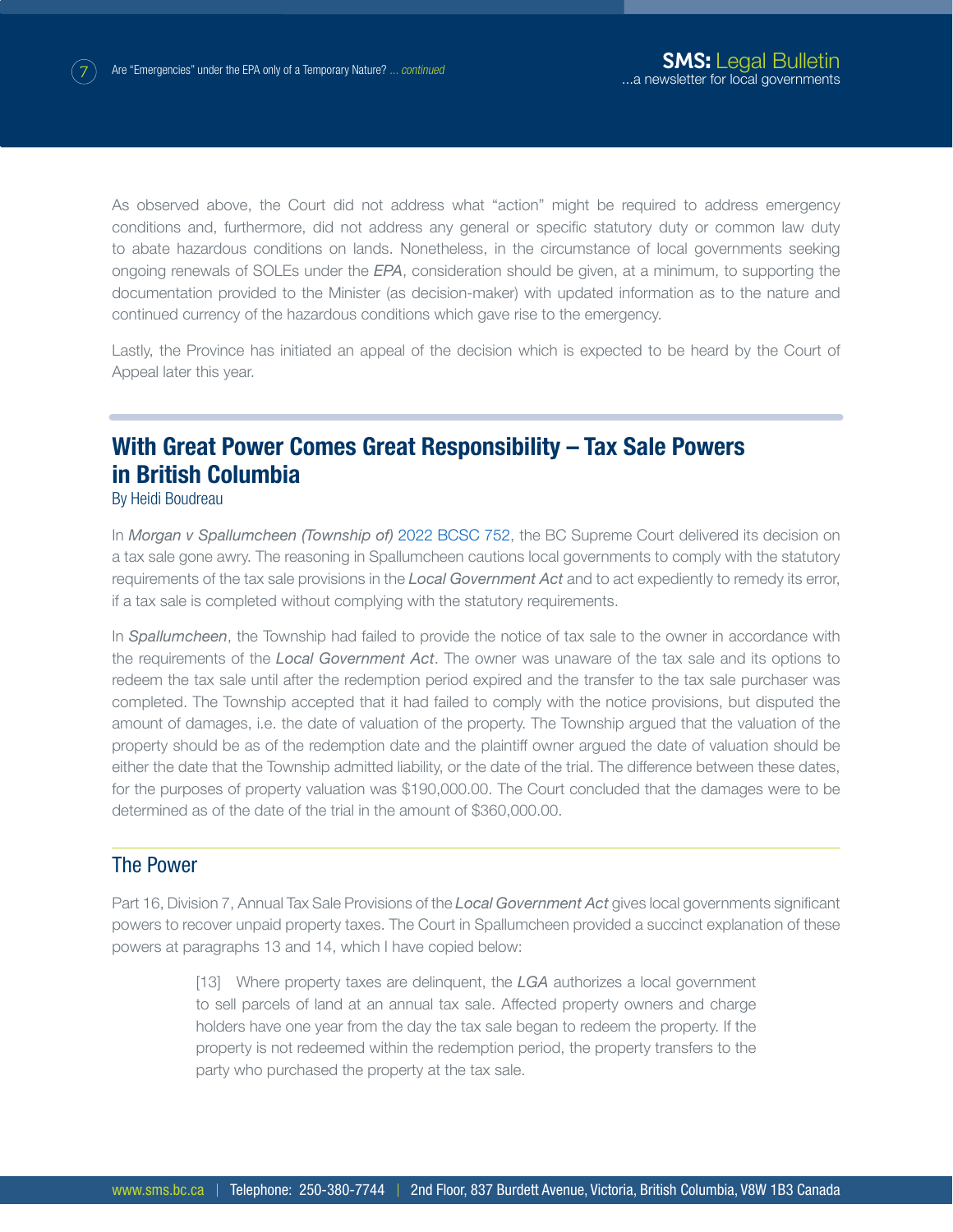As observed above, the Court did not address what "action" might be required to address emergency conditions and, furthermore, did not address any general or specific statutory duty or common law duty to abate hazardous conditions on lands. Nonetheless, in the circumstance of local governments seeking ongoing renewals of SOLEs under the *EPA*, consideration should be given, at a minimum, to supporting the documentation provided to the Minister (as decision-maker) with updated information as to the nature and continued currency of the hazardous conditions which gave rise to the emergency.

Lastly, the Province has initiated an appeal of the decision which is expected to be heard by the Court of Appeal later this year.

## With Great Power Comes Great Responsibility – Tax Sale Powers in British Columbia

By Heidi Boudreau

In *Morgan v Spallumcheen (Township of)* 2022 BCSC 752, the BC Supreme Court delivered its decision on a tax sale gone awry. The reasoning in Spallumcheen cautions local governments to comply with the statutory requirements of the tax sale provisions in the *Local Government Act* and to act expediently to remedy its error, if a tax sale is completed without complying with the statutory requirements.

In *Spallumcheen*, the Township had failed to provide the notice of tax sale to the owner in accordance with the requirements of the *Local Government Act*. The owner was unaware of the tax sale and its options to redeem the tax sale until after the redemption period expired and the transfer to the tax sale purchaser was completed. The Township accepted that it had failed to comply with the notice provisions, but disputed the amount of damages, i.e. the date of valuation of the property. The Township argued that the valuation of the property should be as of the redemption date and the plaintiff owner argued the date of valuation should be either the date that the Township admitted liability, or the date of the trial. The difference between these dates, for the purposes of property valuation was $190,000.00. The Court concluded that the damages were to be determined as of the date of the trial in the amount of $360,000.00.

### The Power

Part 16, Division 7, Annual Tax Sale Provisions of the *Local Government Act* gives local governments significant powers to recover unpaid property taxes. The Court in Spallumcheen provided a succinct explanation of these powers at paragraphs 13 and 14, which I have copied below:

> [13] Where property taxes are delinquent, the *LGA* authorizes a local government to sell parcels of land at an annual tax sale. Affected property owners and charge holders have one year from the day the tax sale began to redeem the property. If the property is not redeemed within the redemption period, the property transfers to the party who purchased the property at the tax sale.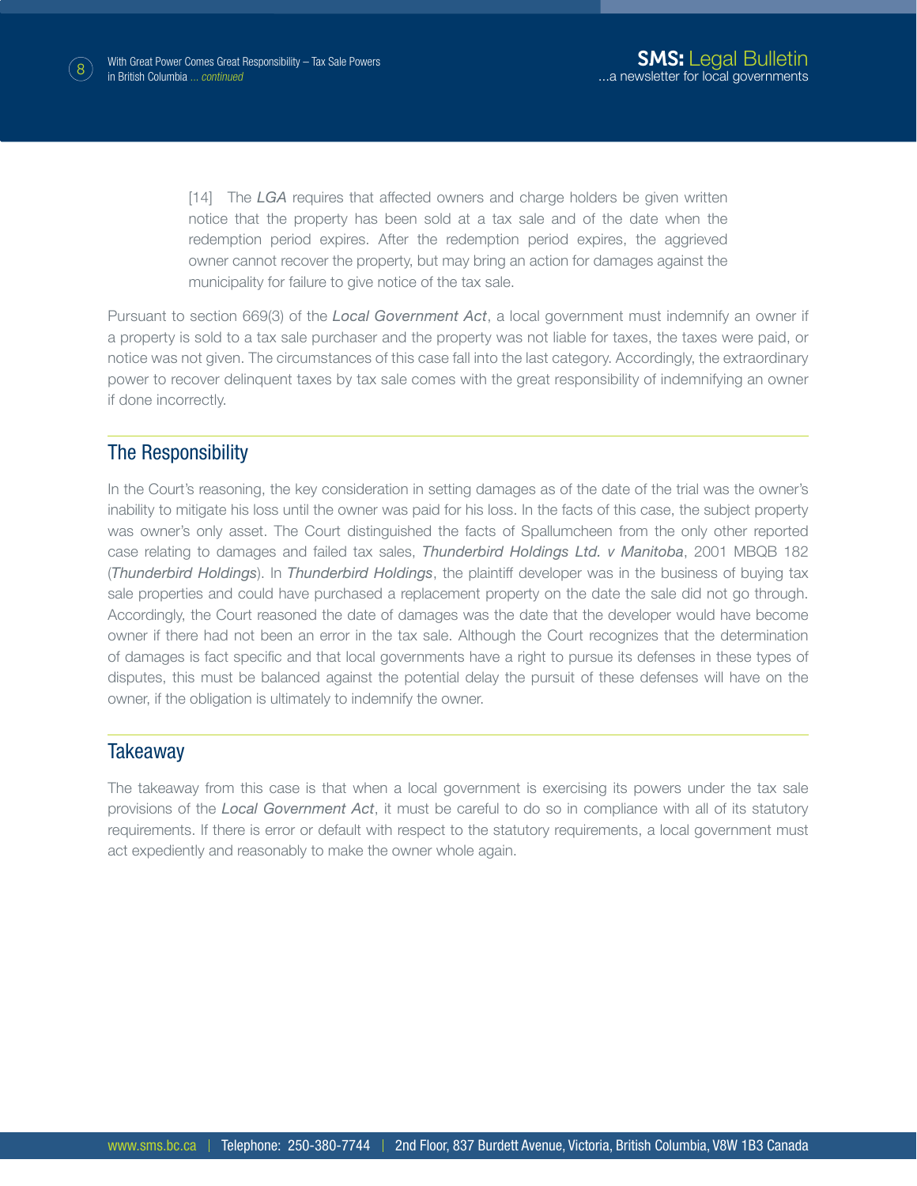> [14] The *LGA* requires that affected owners and charge holders be given written notice that the property has been sold at a tax sale and of the date when the redemption period expires. After the redemption period expires, the aggrieved owner cannot recover the property, but may bring an action for damages against the municipality for failure to give notice of the tax sale.

Pursuant to section 669(3) of the *Local Government Act*, a local government must indemnify an owner if a property is sold to a tax sale purchaser and the property was not liable for taxes, the taxes were paid, or notice was not given. The circumstances of this case fall into the last category. Accordingly, the extraordinary power to recover delinquent taxes by tax sale comes with the great responsibility of indemnifying an owner if done incorrectly.

## The Responsibility

In the Court's reasoning, the key consideration in setting damages as of the date of the trial was the owner's inability to mitigate his loss until the owner was paid for his loss. In the facts of this case, the subject property was owner's only asset. The Court distinguished the facts of Spallumcheen from the only other reported case relating to damages and failed tax sales, *Thunderbird Holdings Ltd. v Manitoba*, 2001 MBQB 182 (*Thunderbird Holdings*). In *Thunderbird Holdings*, the plaintiff developer was in the business of buying tax sale properties and could have purchased a replacement property on the date the sale did not go through. Accordingly, the Court reasoned the date of damages was the date that the developer would have become owner if there had not been an error in the tax sale. Although the Court recognizes that the determination of damages is fact specific and that local governments have a right to pursue its defenses in these types of disputes, this must be balanced against the potential delay the pursuit of these defenses will have on the owner, if the obligation is ultimately to indemnify the owner.

## Takeaway

The takeaway from this case is that when a local government is exercising its powers under the tax sale provisions of the *Local Government Act*, it must be careful to do so in compliance with all of its statutory requirements. If there is error or default with respect to the statutory requirements, a local government must act expediently and reasonably to make the owner whole again.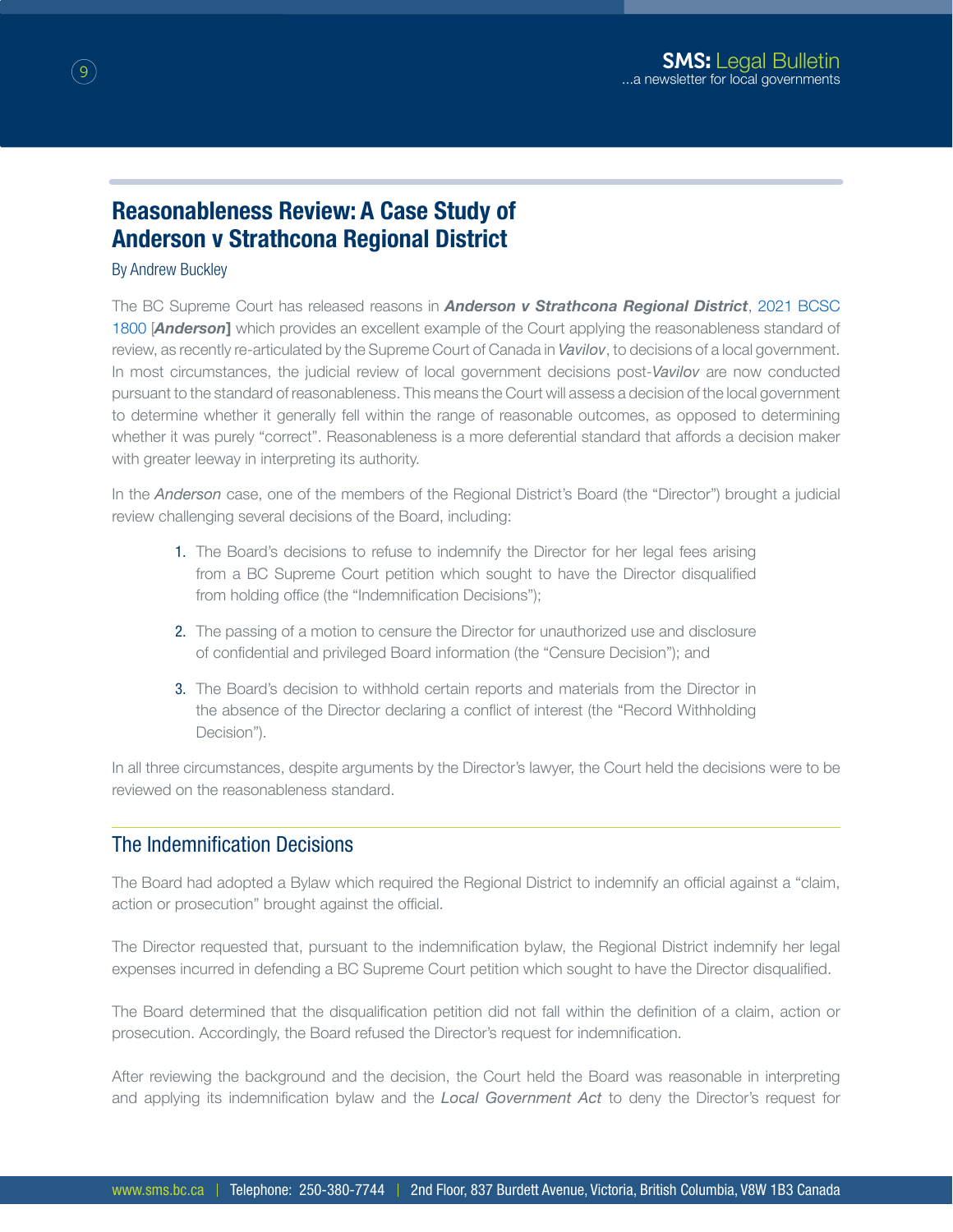## Reasonableness Review: A Case Study of Anderson v Strathcona Regional District

By Andrew Buckley

The BC Supreme Court has released reasons in ***Anderson v Strathcona Regional District***, 2021 BCSC 1800 [***Anderson***] which provides an excellent example of the Court applying the reasonableness standard of review, as recently re-articulated by the Supreme Court of Canada in *Vavilov*, to decisions of a local government. In most circumstances, the judicial review of local government decisions post-*Vavilov* are now conducted pursuant to the standard of reasonableness. This means the Court will assess a decision of the local government to determine whether it generally fell within the range of reasonable outcomes, as opposed to determining whether it was purely "correct". Reasonableness is a more deferential standard that affords a decision maker with greater leeway in interpreting its authority.

In the *Anderson* case, one of the members of the Regional District's Board (the "Director") brought a judicial review challenging several decisions of the Board, including:

1. The Board's decisions to refuse to indemnify the Director for her legal fees arising from a BC Supreme Court petition which sought to have the Director disqualified from holding office (the "Indemnification Decisions");
2. The passing of a motion to censure the Director for unauthorized use and disclosure of confidential and privileged Board information (the "Censure Decision"); and
3. The Board's decision to withhold certain reports and materials from the Director in the absence of the Director declaring a conflict of interest (the "Record Withholding Decision").

In all three circumstances, despite arguments by the Director's lawyer, the Court held the decisions were to be reviewed on the reasonableness standard.

### The Indemnification Decisions

The Board had adopted a Bylaw which required the Regional District to indemnify an official against a "claim, action or prosecution" brought against the official.

The Director requested that, pursuant to the indemnification bylaw, the Regional District indemnify her legal expenses incurred in defending a BC Supreme Court petition which sought to have the Director disqualified.

The Board determined that the disqualification petition did not fall within the definition of a claim, action or prosecution. Accordingly, the Board refused the Director's request for indemnification.

After reviewing the background and the decision, the Court held the Board was reasonable in interpreting and applying its indemnification bylaw and the *Local Government Act* to deny the Director's request for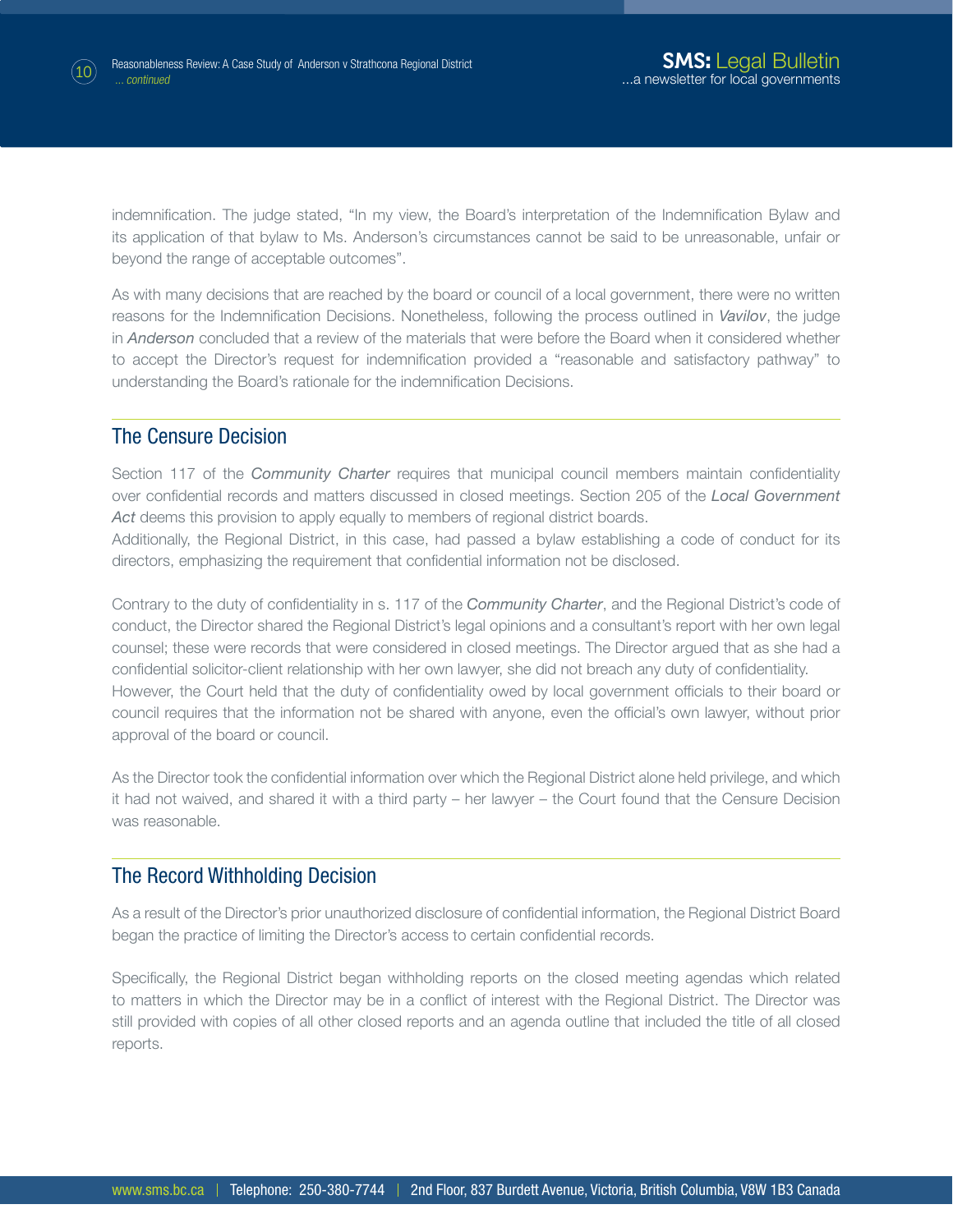indemnification. The judge stated, "In my view, the Board's interpretation of the Indemnification Bylaw and its application of that bylaw to Ms. Anderson's circumstances cannot be said to be unreasonable, unfair or beyond the range of acceptable outcomes".

As with many decisions that are reached by the board or council of a local government, there were no written reasons for the Indemnification Decisions. Nonetheless, following the process outlined in *Vavilov*, the judge in *Anderson* concluded that a review of the materials that were before the Board when it considered whether to accept the Director's request for indemnification provided a "reasonable and satisfactory pathway" to understanding the Board's rationale for the indemnification Decisions.

## The Censure Decision

Section 117 of the *Community Charter* requires that municipal council members maintain confidentiality over confidential records and matters discussed in closed meetings. Section 205 of the *Local Government Act* deems this provision to apply equally to members of regional district boards.
Additionally, the Regional District, in this case, had passed a bylaw establishing a code of conduct for its directors, emphasizing the requirement that confidential information not be disclosed.

Contrary to the duty of confidentiality in s. 117 of the *Community Charter*, and the Regional District's code of conduct, the Director shared the Regional District's legal opinions and a consultant's report with her own legal counsel; these were records that were considered in closed meetings. The Director argued that as she had a confidential solicitor-client relationship with her own lawyer, she did not breach any duty of confidentiality. However, the Court held that the duty of confidentiality owed by local government officials to their board or council requires that the information not be shared with anyone, even the official's own lawyer, without prior approval of the board or council.

As the Director took the confidential information over which the Regional District alone held privilege, and which it had not waived, and shared it with a third party – her lawyer – the Court found that the Censure Decision was reasonable.

## The Record Withholding Decision

As a result of the Director's prior unauthorized disclosure of confidential information, the Regional District Board began the practice of limiting the Director's access to certain confidential records.

Specifically, the Regional District began withholding reports on the closed meeting agendas which related to matters in which the Director may be in a conflict of interest with the Regional District. The Director was still provided with copies of all other closed reports and an agenda outline that included the title of all closed reports.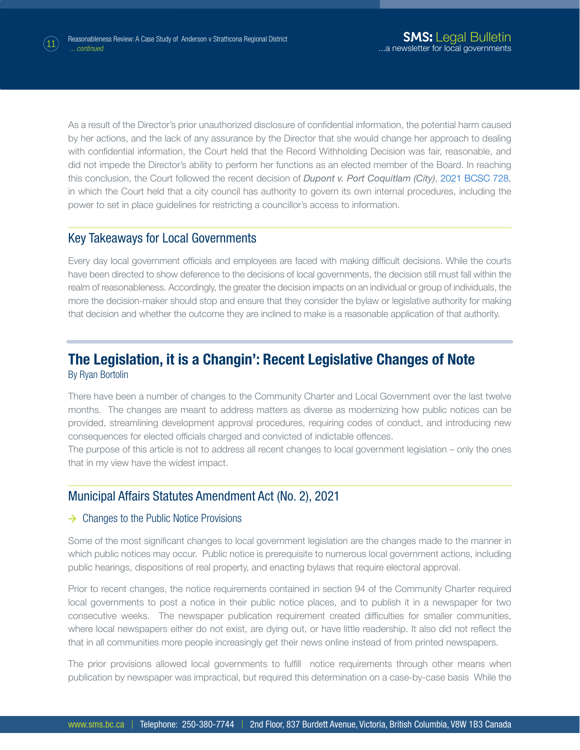As a result of the Director's prior unauthorized disclosure of confidential information, the potential harm caused by her actions, and the lack of any assurance by the Director that she would change her approach to dealing with confidential information, the Court held that the Record Withholding Decision was fair, reasonable, and did not impede the Director's ability to perform her functions as an elected member of the Board. In reaching this conclusion, the Court followed the recent decision of *Dupont v. Port Coquitlam (City)*, 2021 BCSC 728, in which the Court held that a city council has authority to govern its own internal procedures, including the power to set in place guidelines for restricting a councillor's access to information.

## Key Takeaways for Local Governments

Every day local government officials and employees are faced with making difficult decisions. While the courts have been directed to show deference to the decisions of local governments, the decision still must fall within the realm of reasonableness. Accordingly, the greater the decision impacts on an individual or group of individuals, the more the decision-maker should stop and ensure that they consider the bylaw or legislative authority for making that decision and whether the outcome they are inclined to make is a reasonable application of that authority.

# The Legislation, it is a Changin': Recent Legislative Changes of Note

By Ryan Bortolin

There have been a number of changes to the Community Charter and Local Government over the last twelve months. The changes are meant to address matters as diverse as modernizing how public notices can be provided, streamlining development approval procedures, requiring codes of conduct, and introducing new consequences for elected officials charged and convicted of indictable offences.

The purpose of this article is not to address all recent changes to local government legislation – only the ones that in my view have the widest impact.

## Municipal Affairs Statutes Amendment Act (No. 2), 2021

### → Changes to the Public Notice Provisions

Some of the most significant changes to local government legislation are the changes made to the manner in which public notices may occur. Public notice is prerequisite to numerous local government actions, including public hearings, dispositions of real property, and enacting bylaws that require electoral approval.

Prior to recent changes, the notice requirements contained in section 94 of the Community Charter required local governments to post a notice in their public notice places, and to publish it in a newspaper for two consecutive weeks. The newspaper publication requirement created difficulties for smaller communities, where local newspapers either do not exist, are dying out, or have little readership. It also did not reflect the that in all communities more people increasingly get their news online instead of from printed newspapers.

The prior provisions allowed local governments to fulfill notice requirements through other means when publication by newspaper was impractical, but required this determination on a case-by-case basis While the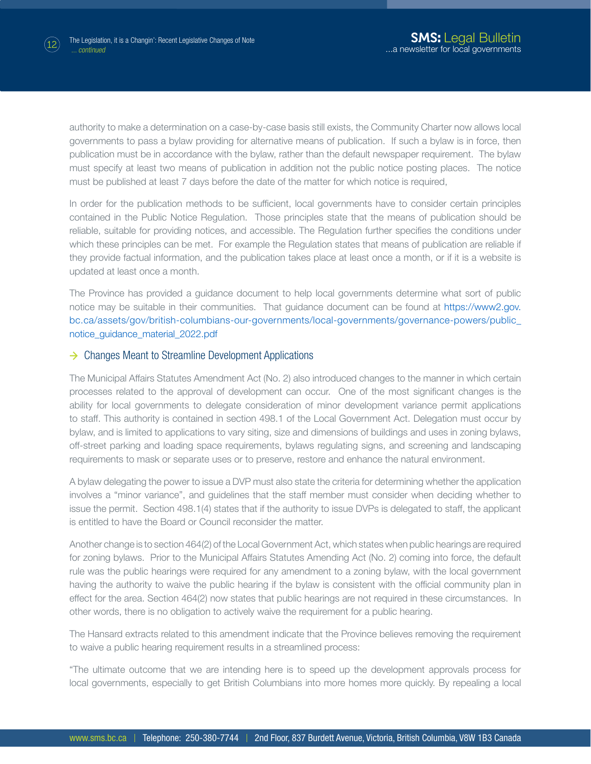authority to make a determination on a case-by-case basis still exists, the Community Charter now allows local governments to pass a bylaw providing for alternative means of publication. If such a bylaw is in force, then publication must be in accordance with the bylaw, rather than the default newspaper requirement. The bylaw must specify at least two means of publication in addition not the public notice posting places. The notice must be published at least 7 days before the date of the matter for which notice is required,

In order for the publication methods to be sufficient, local governments have to consider certain principles contained in the Public Notice Regulation. Those principles state that the means of publication should be reliable, suitable for providing notices, and accessible. The Regulation further specifies the conditions under which these principles can be met. For example the Regulation states that means of publication are reliable if they provide factual information, and the publication takes place at least once a month, or if it is a website is updated at least once a month.

The Province has provided a guidance document to help local governments determine what sort of public notice may be suitable in their communities. That guidance document can be found at https://www2.gov.bc.ca/assets/gov/british-columbians-our-governments/local-governments/governance-powers/public_notice_guidance_material_2022.pdf

### → Changes Meant to Streamline Development Applications

The Municipal Affairs Statutes Amendment Act (No. 2) also introduced changes to the manner in which certain processes related to the approval of development can occur. One of the most significant changes is the ability for local governments to delegate consideration of minor development variance permit applications to staff. This authority is contained in section 498.1 of the Local Government Act. Delegation must occur by bylaw, and is limited to applications to vary siting, size and dimensions of buildings and uses in zoning bylaws, off-street parking and loading space requirements, bylaws regulating signs, and screening and landscaping requirements to mask or separate uses or to preserve, restore and enhance the natural environment.

A bylaw delegating the power to issue a DVP must also state the criteria for determining whether the application involves a "minor variance", and guidelines that the staff member must consider when deciding whether to issue the permit. Section 498.1(4) states that if the authority to issue DVPs is delegated to staff, the applicant is entitled to have the Board or Council reconsider the matter.

Another change is to section 464(2) of the Local Government Act, which states when public hearings are required for zoning bylaws. Prior to the Municipal Affairs Statutes Amending Act (No. 2) coming into force, the default rule was the public hearings were required for any amendment to a zoning bylaw, with the local government having the authority to waive the public hearing if the bylaw is consistent with the official community plan in effect for the area. Section 464(2) now states that public hearings are not required in these circumstances. In other words, there is no obligation to actively waive the requirement for a public hearing.

The Hansard extracts related to this amendment indicate that the Province believes removing the requirement to waive a public hearing requirement results in a streamlined process:

"The ultimate outcome that we are intending here is to speed up the development approvals process for local governments, especially to get British Columbians into more homes more quickly. By repealing a local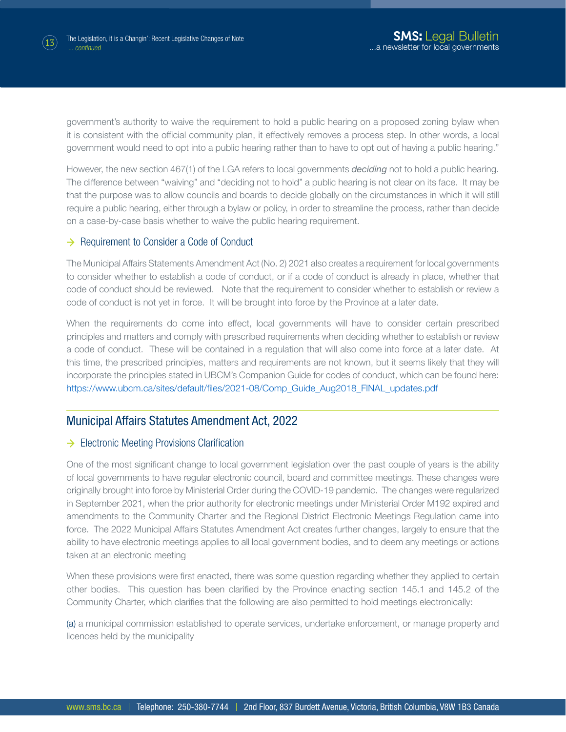government's authority to waive the requirement to hold a public hearing on a proposed zoning bylaw when it is consistent with the official community plan, it effectively removes a process step. In other words, a local government would need to opt into a public hearing rather than to have to opt out of having a public hearing."

However, the new section 467(1) of the LGA refers to local governments ***deciding*** not to hold a public hearing. The difference between "waiving" and "deciding not to hold" a public hearing is not clear on its face. It may be that the purpose was to allow councils and boards to decide globally on the circumstances in which it will still require a public hearing, either through a bylaw or policy, in order to streamline the process, rather than decide on a case-by-case basis whether to waive the public hearing requirement.

### → Requirement to Consider a Code of Conduct

The Municipal Affairs Statements Amendment Act (No. 2) 2021 also creates a requirement for local governments to consider whether to establish a code of conduct, or if a code of conduct is already in place, whether that code of conduct should be reviewed. Note that the requirement to consider whether to establish or review a code of conduct is not yet in force. It will be brought into force by the Province at a later date.

When the requirements do come into effect, local governments will have to consider certain prescribed principles and matters and comply with prescribed requirements when deciding whether to establish or review a code of conduct. These will be contained in a regulation that will also come into force at a later date. At this time, the prescribed principles, matters and requirements are not known, but it seems likely that they will incorporate the principles stated in UBCM's Companion Guide for codes of conduct, which can be found here: https://www.ubcm.ca/sites/default/files/2021-08/Comp_Guide_Aug2018_FINAL_updates.pdf

## Municipal Affairs Statutes Amendment Act, 2022

### → Electronic Meeting Provisions Clarification

One of the most significant change to local government legislation over the past couple of years is the ability of local governments to have regular electronic council, board and committee meetings. These changes were originally brought into force by Ministerial Order during the COVID-19 pandemic. The changes were regularized in September 2021, when the prior authority for electronic meetings under Ministerial Order M192 expired and amendments to the Community Charter and the Regional District Electronic Meetings Regulation came into force. The 2022 Municipal Affairs Statutes Amendment Act creates further changes, largely to ensure that the ability to have electronic meetings applies to all local government bodies, and to deem any meetings or actions taken at an electronic meeting

When these provisions were first enacted, there was some question regarding whether they applied to certain other bodies. This question has been clarified by the Province enacting section 145.1 and 145.2 of the Community Charter, which clarifies that the following are also permitted to hold meetings electronically:

(a) a municipal commission established to operate services, undertake enforcement, or manage property and licences held by the municipality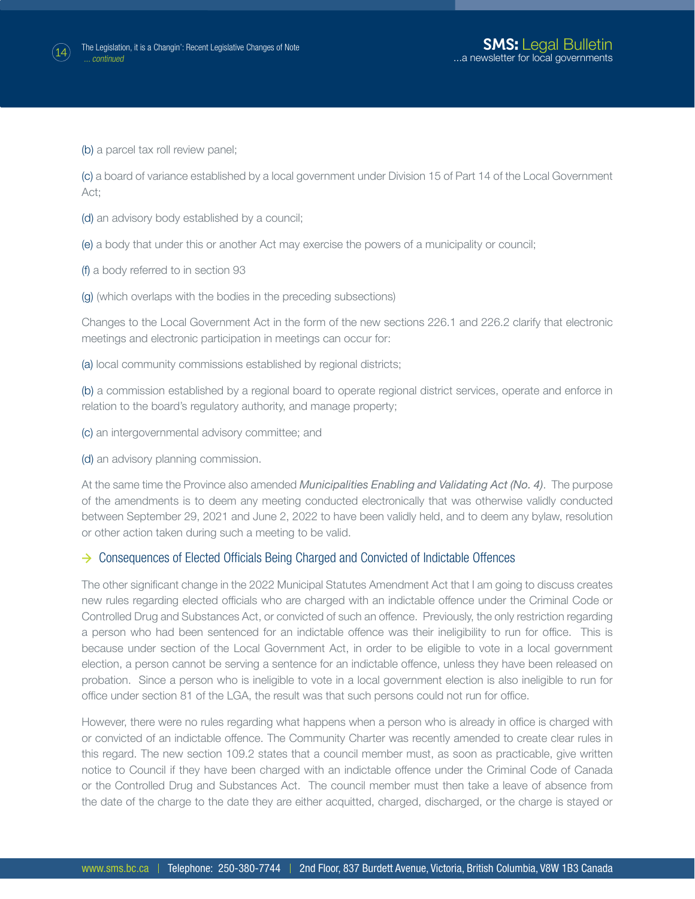(b) a parcel tax roll review panel;

(c) a board of variance established by a local government under Division 15 of Part 14 of the Local Government Act;

(d) an advisory body established by a council;

(e) a body that under this or another Act may exercise the powers of a municipality or council;

(f) a body referred to in section 93

(g) (which overlaps with the bodies in the preceding subsections)

Changes to the Local Government Act in the form of the new sections 226.1 and 226.2 clarify that electronic meetings and electronic participation in meetings can occur for:

(a) local community commissions established by regional districts;

(b) a commission established by a regional board to operate regional district services, operate and enforce in relation to the board's regulatory authority, and manage property;

(c) an intergovernmental advisory committee; and

(d) an advisory planning commission.

At the same time the Province also amended *Municipalities Enabling and Validating Act (No. 4)*. The purpose of the amendments is to deem any meeting conducted electronically that was otherwise validly conducted between September 29, 2021 and June 2, 2022 to have been validly held, and to deem any bylaw, resolution or other action taken during such a meeting to be valid.

### → Consequences of Elected Officials Being Charged and Convicted of Indictable Offences

The other significant change in the 2022 Municipal Statutes Amendment Act that I am going to discuss creates new rules regarding elected officials who are charged with an indictable offence under the Criminal Code or Controlled Drug and Substances Act, or convicted of such an offence. Previously, the only restriction regarding a person who had been sentenced for an indictable offence was their ineligibility to run for office. This is because under section of the Local Government Act, in order to be eligible to vote in a local government election, a person cannot be serving a sentence for an indictable offence, unless they have been released on probation. Since a person who is ineligible to vote in a local government election is also ineligible to run for office under section 81 of the LGA, the result was that such persons could not run for office.

However, there were no rules regarding what happens when a person who is already in office is charged with or convicted of an indictable offence. The Community Charter was recently amended to create clear rules in this regard. The new section 109.2 states that a council member must, as soon as practicable, give written notice to Council if they have been charged with an indictable offence under the Criminal Code of Canada or the Controlled Drug and Substances Act. The council member must then take a leave of absence from the date of the charge to the date they are either acquitted, charged, discharged, or the charge is stayed or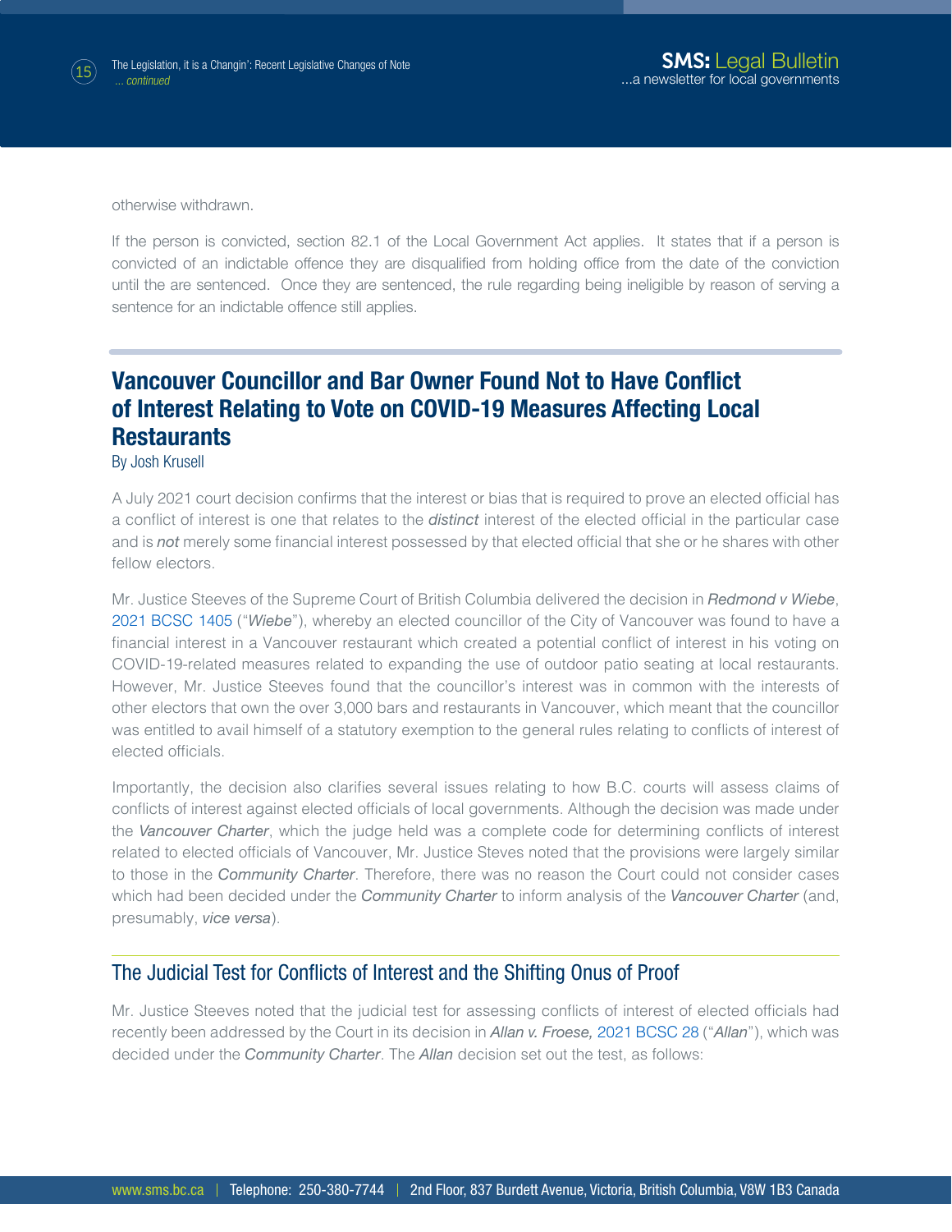otherwise withdrawn.

If the person is convicted, section 82.1 of the Local Government Act applies. It states that if a person is convicted of an indictable offence they are disqualified from holding office from the date of the conviction until the are sentenced. Once they are sentenced, the rule regarding being ineligible by reason of serving a sentence for an indictable offence still applies.

## Vancouver Councillor and Bar Owner Found Not to Have Conflict of Interest Relating to Vote on COVID-19 Measures Affecting Local Restaurants

By Josh Krusell

A July 2021 court decision confirms that the interest or bias that is required to prove an elected official has a conflict of interest is one that relates to the ***distinct*** interest of the elected official in the particular case and is ***not*** merely some financial interest possessed by that elected official that she or he shares with other fellow electors.

Mr. Justice Steeves of the Supreme Court of British Columbia delivered the decision in ***Redmond v Wiebe***, 2021 BCSC 1405 ("***Wiebe***"), whereby an elected councillor of the City of Vancouver was found to have a financial interest in a Vancouver restaurant which created a potential conflict of interest in his voting on COVID-19-related measures related to expanding the use of outdoor patio seating at local restaurants. However, Mr. Justice Steeves found that the councillor's interest was in common with the interests of other electors that own the over 3,000 bars and restaurants in Vancouver, which meant that the councillor was entitled to avail himself of a statutory exemption to the general rules relating to conflicts of interest of elected officials.

Importantly, the decision also clarifies several issues relating to how B.C. courts will assess claims of conflicts of interest against elected officials of local governments. Although the decision was made under the *Vancouver Charter*, which the judge held was a complete code for determining conflicts of interest related to elected officials of Vancouver, Mr. Justice Steves noted that the provisions were largely similar to those in the ***Community Charter***. Therefore, there was no reason the Court could not consider cases which had been decided under the ***Community Charter*** to inform analysis of the *Vancouver Charter* (and, presumably, ***vice versa***).

### The Judicial Test for Conflicts of Interest and the Shifting Onus of Proof

Mr. Justice Steeves noted that the judicial test for assessing conflicts of interest of elected officials had recently been addressed by the Court in its decision in ***Allan v. Froese,*** 2021 BCSC 28 ("***Allan***"), which was decided under the ***Community Charter***. The ***Allan*** decision set out the test, as follows: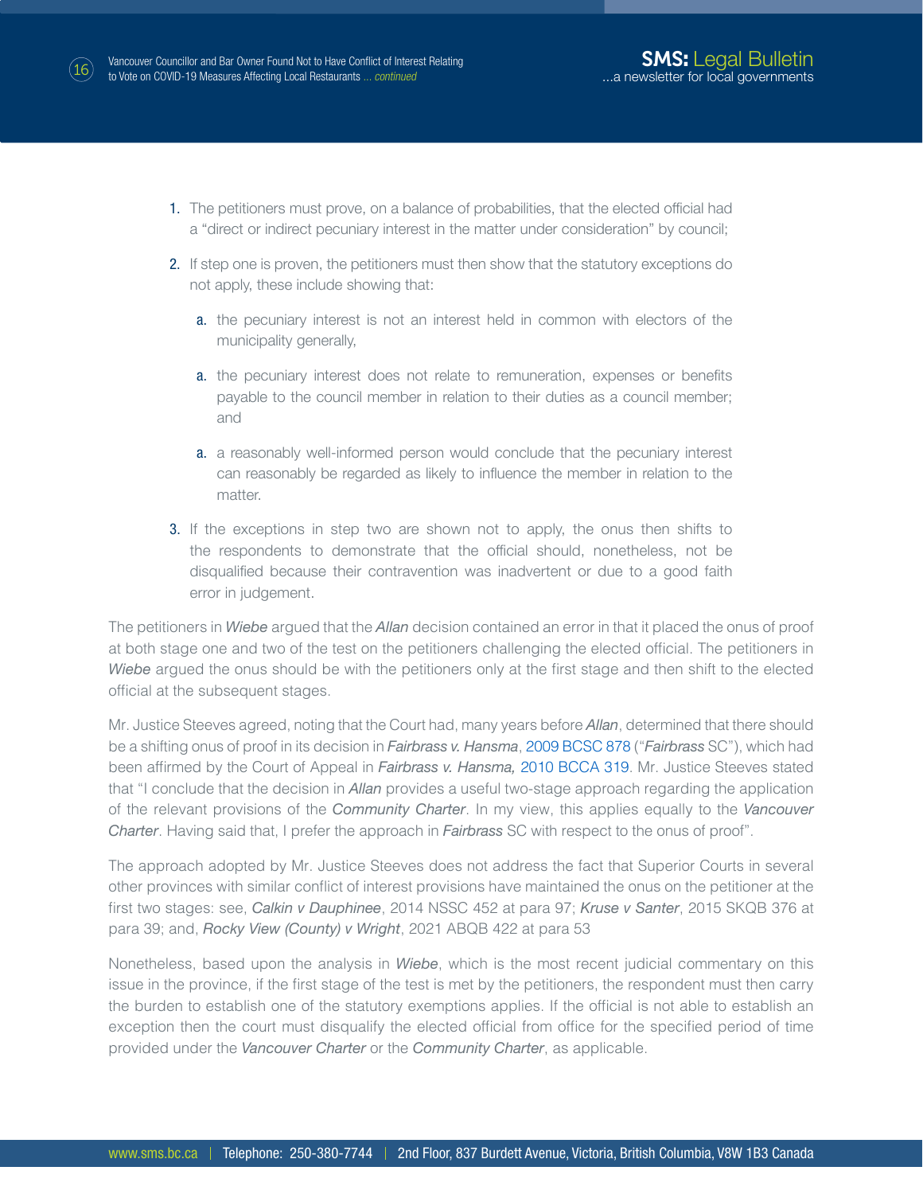1. The petitioners must prove, on a balance of probabilities, that the elected official had a "direct or indirect pecuniary interest in the matter under consideration" by council;
2. If step one is proven, the petitioners must then show that the statutory exceptions do not apply, these include showing that:
   a. the pecuniary interest is not an interest held in common with electors of the municipality generally,
   a. the pecuniary interest does not relate to remuneration, expenses or benefits payable to the council member in relation to their duties as a council member; and
   a. a reasonably well-informed person would conclude that the pecuniary interest can reasonably be regarded as likely to influence the member in relation to the matter.
3. If the exceptions in step two are shown not to apply, the onus then shifts to the respondents to demonstrate that the official should, nonetheless, not be disqualified because their contravention was inadvertent or due to a good faith error in judgement.

The petitioners in *Wiebe* argued that the ***Allan*** decision contained an error in that it placed the onus of proof at both stage one and two of the test on the petitioners challenging the elected official. The petitioners in *Wiebe* argued the onus should be with the petitioners only at the first stage and then shift to the elected official at the subsequent stages.

Mr. Justice Steeves agreed, noting that the Court had, many years before ***Allan***, determined that there should be a shifting onus of proof in its decision in ***Fairbrass v. Hansma***, 2009 BCSC 878 ("*Fairbrass* SC"), which had been affirmed by the Court of Appeal in ***Fairbrass v. Hansma,*** 2010 BCCA 319. Mr. Justice Steeves stated that "I conclude that the decision in ***Allan*** provides a useful two-stage approach regarding the application of the relevant provisions of the *Community Charter*. In my view, this applies equally to the *Vancouver Charter*. Having said that, I prefer the approach in ***Fairbrass*** SC with respect to the onus of proof".

The approach adopted by Mr. Justice Steeves does not address the fact that Superior Courts in several other provinces with similar conflict of interest provisions have maintained the onus on the petitioner at the first two stages: see, *Calkin v Dauphinee*, 2014 NSSC 452 at para 97; *Kruse v Santer*, 2015 SKQB 376 at para 39; and, *Rocky View (County) v Wright*, 2021 ABQB 422 at para 53

Nonetheless, based upon the analysis in *Wiebe*, which is the most recent judicial commentary on this issue in the province, if the first stage of the test is met by the petitioners, the respondent must then carry the burden to establish one of the statutory exemptions applies. If the official is not able to establish an exception then the court must disqualify the elected official from office for the specified period of time provided under the *Vancouver Charter* or the *Community Charter*, as applicable.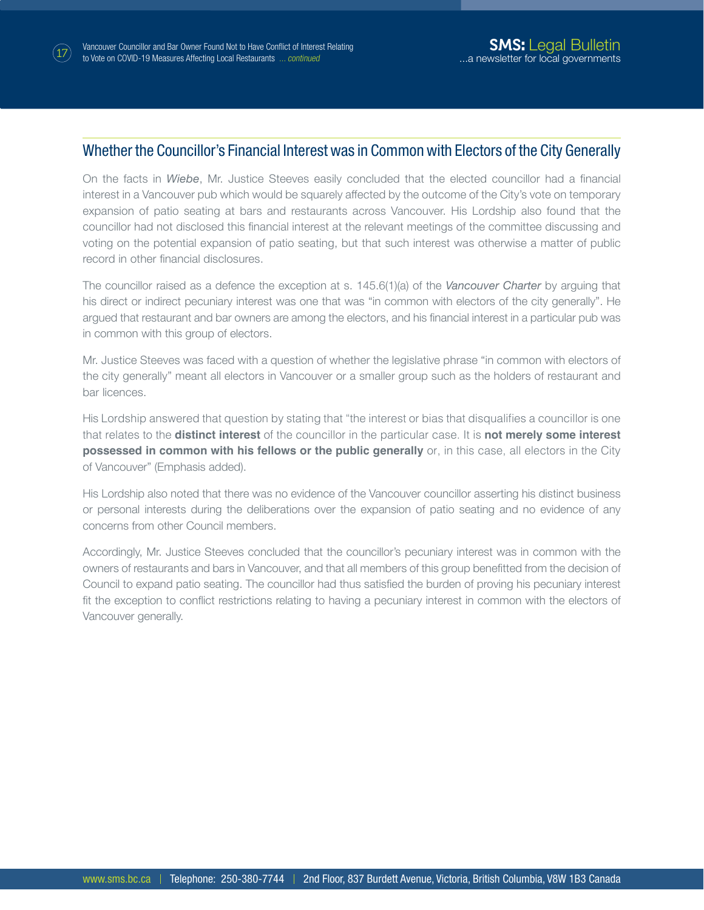## Whether the Councillor's Financial Interest was in Common with Electors of the City Generally

On the facts in ***Wiebe***, Mr. Justice Steeves easily concluded that the elected councillor had a financial interest in a Vancouver pub which would be squarely affected by the outcome of the City's vote on temporary expansion of patio seating at bars and restaurants across Vancouver. His Lordship also found that the councillor had not disclosed this financial interest at the relevant meetings of the committee discussing and voting on the potential expansion of patio seating, but that such interest was otherwise a matter of public record in other financial disclosures.

The councillor raised as a defence the exception at s. 145.6(1)(a) of the *Vancouver Charter* by arguing that his direct or indirect pecuniary interest was one that was "in common with electors of the city generally". He argued that restaurant and bar owners are among the electors, and his financial interest in a particular pub was in common with this group of electors.

Mr. Justice Steeves was faced with a question of whether the legislative phrase "in common with electors of the city generally" meant all electors in Vancouver or a smaller group such as the holders of restaurant and bar licences.

His Lordship answered that question by stating that "the interest or bias that disqualifies a councillor is one that relates to the **distinct interest** of the councillor in the particular case. It is **not merely some interest possessed in common with his fellows or the public generally** or, in this case, all electors in the City of Vancouver" (Emphasis added).

His Lordship also noted that there was no evidence of the Vancouver councillor asserting his distinct business or personal interests during the deliberations over the expansion of patio seating and no evidence of any concerns from other Council members.

Accordingly, Mr. Justice Steeves concluded that the councillor's pecuniary interest was in common with the owners of restaurants and bars in Vancouver, and that all members of this group benefitted from the decision of Council to expand patio seating. The councillor had thus satisfied the burden of proving his pecuniary interest fit the exception to conflict restrictions relating to having a pecuniary interest in common with the electors of Vancouver generally.